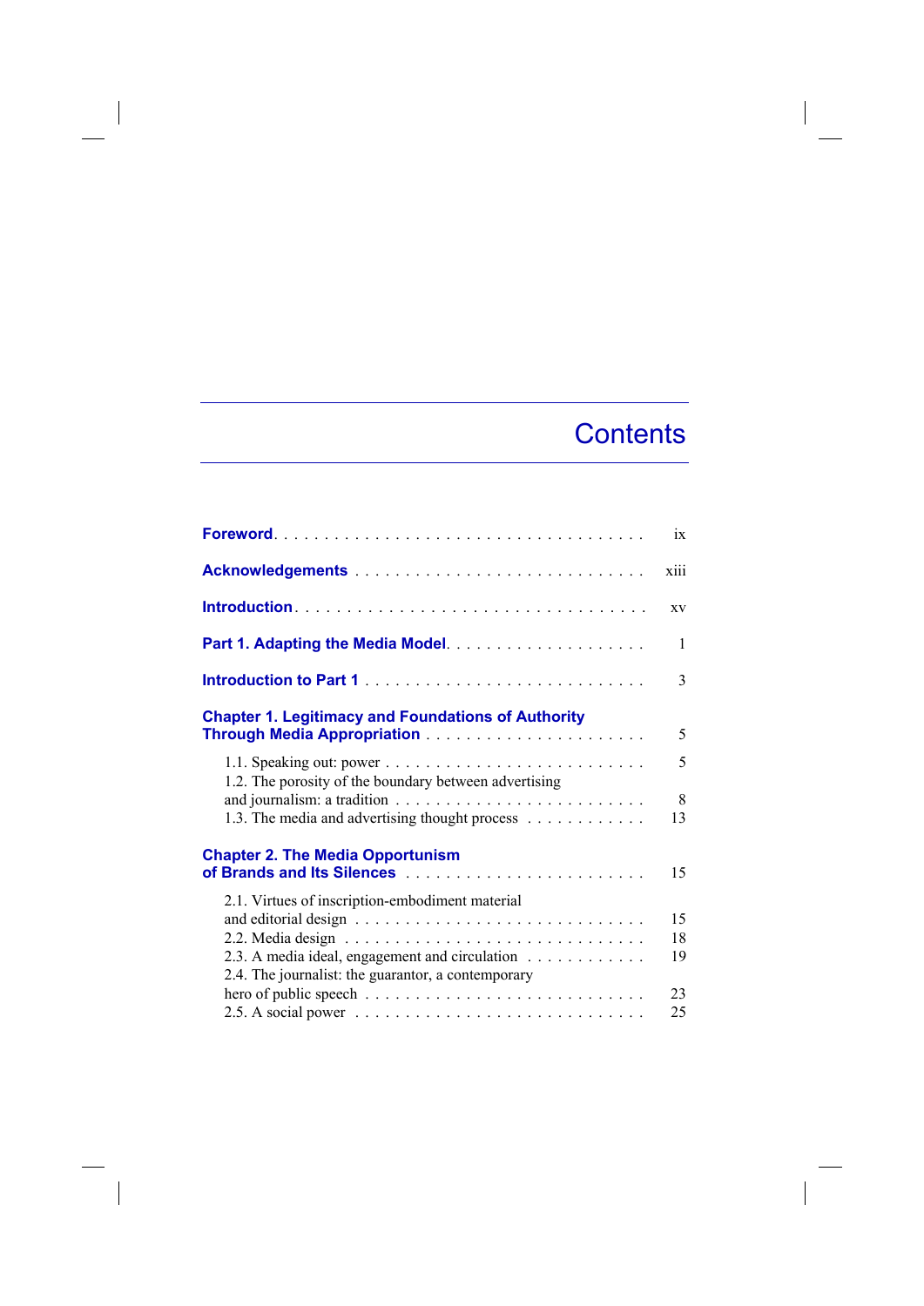# Contents

**Foreword** . . . . . . . . . . . . . . . . . . . . . . . . . . . . . . . . . . . . . ix

**Acknowledgements** . . . . . . . . . . . . . . . . . . . . . . . . . . . . xiii

**Introduction** . . . . . . . . . . . . . . . . . . . . . . . . . . . . . . . . . . xv

**Part 1. Adapting the Media Model** . . . . . . . . . . . . . . . . . . . . 1

**Introduction to Part 1** . . . . . . . . . . . . . . . . . . . . . . . . . . . 3

**Chapter 1. Legitimacy and Foundations of Authority Through Media Appropriation** . . . . . . . . . . . . . . . . . . . . . . 5

1.1. Speaking out: power . . . . . . . . . . . . . . . . . . . . . . . . . . 5
1.2. The porosity of the boundary between advertising and journalism: a tradition . . . . . . . . . . . . . . . . . . . . . . . . . 8
1.3. The media and advertising thought process . . . . . . . . . . . . 13

**Chapter 2. The Media Opportunism of Brands and Its Silences** . . . . . . . . . . . . . . . . . . . . . . . . 15

2.1. Virtues of inscription-embodiment material and editorial design . . . . . . . . . . . . . . . . . . . . . . . . . . . . 15
2.2. Media design . . . . . . . . . . . . . . . . . . . . . . . . . . . . . . 18
2.3. A media ideal, engagement and circulation . . . . . . . . . . . . 19
2.4. The journalist: the guarantor, a contemporary hero of public speech . . . . . . . . . . . . . . . . . . . . . . . . . . . 23
2.5. A social power . . . . . . . . . . . . . . . . . . . . . . . . . . . . . 25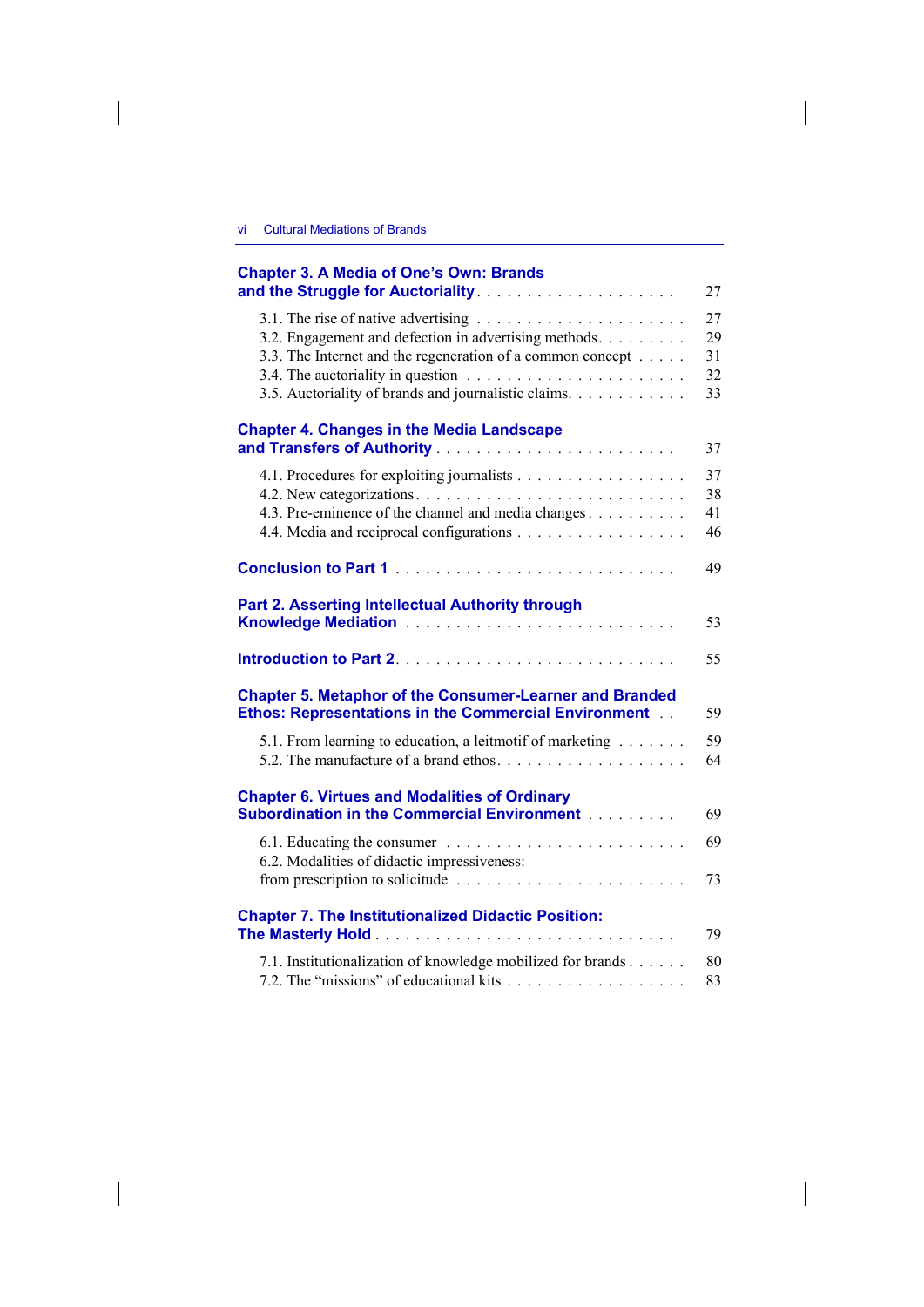Chapter 3. A Media of One's Own: Brands and the Struggle for Auctoriality . . . . . . . . . . . . . . . . . . . . . 27

- 3.1. The rise of native advertising . . . . . . . . . . . . . . . . . . . . . 27
- 3.2. Engagement and defection in advertising methods . . . . . . . . . 29
- 3.3. The Internet and the regeneration of a common concept . . . . . 31
- 3.4. The auctoriality in question . . . . . . . . . . . . . . . . . . . . . . 32
- 3.5. Auctoriality of brands and journalistic claims . . . . . . . . . . . . 33

Chapter 4. Changes in the Media Landscape and Transfers of Authority . . . . . . . . . . . . . . . . . . . . . . . . 37

- 4.1. Procedures for exploiting journalists . . . . . . . . . . . . . . . . . 37
- 4.2. New categorizations . . . . . . . . . . . . . . . . . . . . . . . . . . 38
- 4.3. Pre-eminence of the channel and media changes . . . . . . . . . . 41
- 4.4. Media and reciprocal configurations . . . . . . . . . . . . . . . . . 46

Conclusion to Part 1 . . . . . . . . . . . . . . . . . . . . . . . . . . 49

Part 2. Asserting Intellectual Authority through Knowledge Mediation . . . . . . . . . . . . . . . . . . . . . . . . . 53

Introduction to Part 2 . . . . . . . . . . . . . . . . . . . . . . . . . . 55

Chapter 5. Metaphor of the Consumer-Learner and Branded Ethos: Representations in the Commercial Environment . . 59

- 5.1. From learning to education, a leitmotif of marketing . . . . . . . 59
- 5.2. The manufacture of a brand ethos . . . . . . . . . . . . . . . . . . 64

Chapter 6. Virtues and Modalities of Ordinary Subordination in the Commercial Environment . . . . . . . . . 69

- 6.1. Educating the consumer . . . . . . . . . . . . . . . . . . . . . . . . 69
- 6.2. Modalities of didactic impressiveness: from prescription to solicitude . . . . . . . . . . . . . . . . . . . . . . . 73

Chapter 7. The Institutionalized Didactic Position: The Masterly Hold . . . . . . . . . . . . . . . . . . . . . . . . . . . . 79

- 7.1. Institutionalization of knowledge mobilized for brands . . . . . . 80
- 7.2. The "missions" of educational kits . . . . . . . . . . . . . . . . . . 83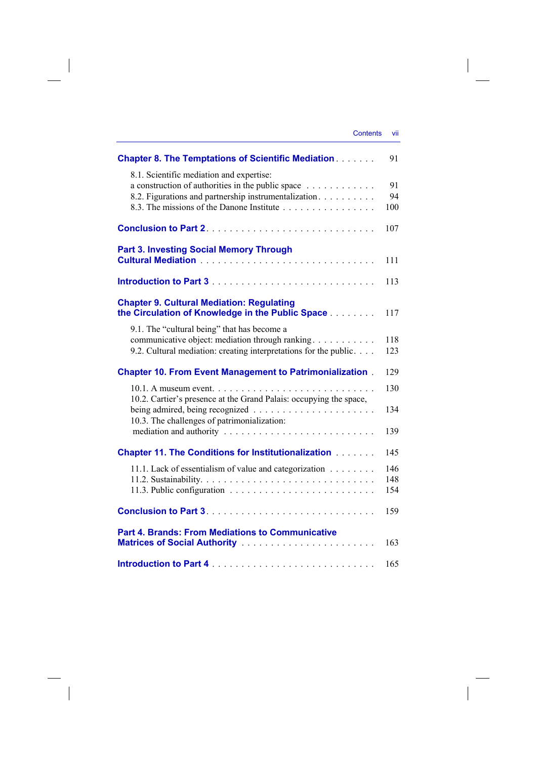**Chapter 8. The Temptations of Scientific Mediation** . . . . . . . 91

8.1. Scientific mediation and expertise: a construction of authorities in the public space . . . . . . . . . . . . 91
8.2. Figurations and partnership instrumentalization . . . . . . . . . . 94
8.3. The missions of the Danone Institute . . . . . . . . . . . . . . . . 100

**Conclusion to Part 2** . . . . . . . . . . . . . . . . . . . . . . . . . . . 107

**Part 3. Investing Social Memory Through Cultural Mediation** . . . . . . . . . . . . . . . . . . . . . . . . . . . . 111

**Introduction to Part 3** . . . . . . . . . . . . . . . . . . . . . . . . . . 113

**Chapter 9. Cultural Mediation: Regulating the Circulation of Knowledge in the Public Space** . . . . . . . . 117

9.1. The "cultural being" that has become a communicative object: mediation through ranking . . . . . . . . . . . 118
9.2. Cultural mediation: creating interpretations for the public . . . . 123

**Chapter 10. From Event Management to Patrimonialization** . 129

10.1. A museum event . . . . . . . . . . . . . . . . . . . . . . . . . . 130
10.2. Cartier's presence at the Grand Palais: occupying the space, being admired, being recognized . . . . . . . . . . . . . . . . . . . . 134
10.3. The challenges of patrimonialization: mediation and authority . . . . . . . . . . . . . . . . . . . . . . . . . 139

**Chapter 11. The Conditions for Institutionalization** . . . . . . . 145

11.1. Lack of essentialism of value and categorization . . . . . . . . 146
11.2. Sustainability . . . . . . . . . . . . . . . . . . . . . . . . . . . . 148
11.3. Public configuration . . . . . . . . . . . . . . . . . . . . . . . . 154

**Conclusion to Part 3** . . . . . . . . . . . . . . . . . . . . . . . . . . . 159

**Part 4. Brands: From Mediations to Communicative Matrices of Social Authority** . . . . . . . . . . . . . . . . . . . . . . 163

**Introduction to Part 4** . . . . . . . . . . . . . . . . . . . . . . . . . . 165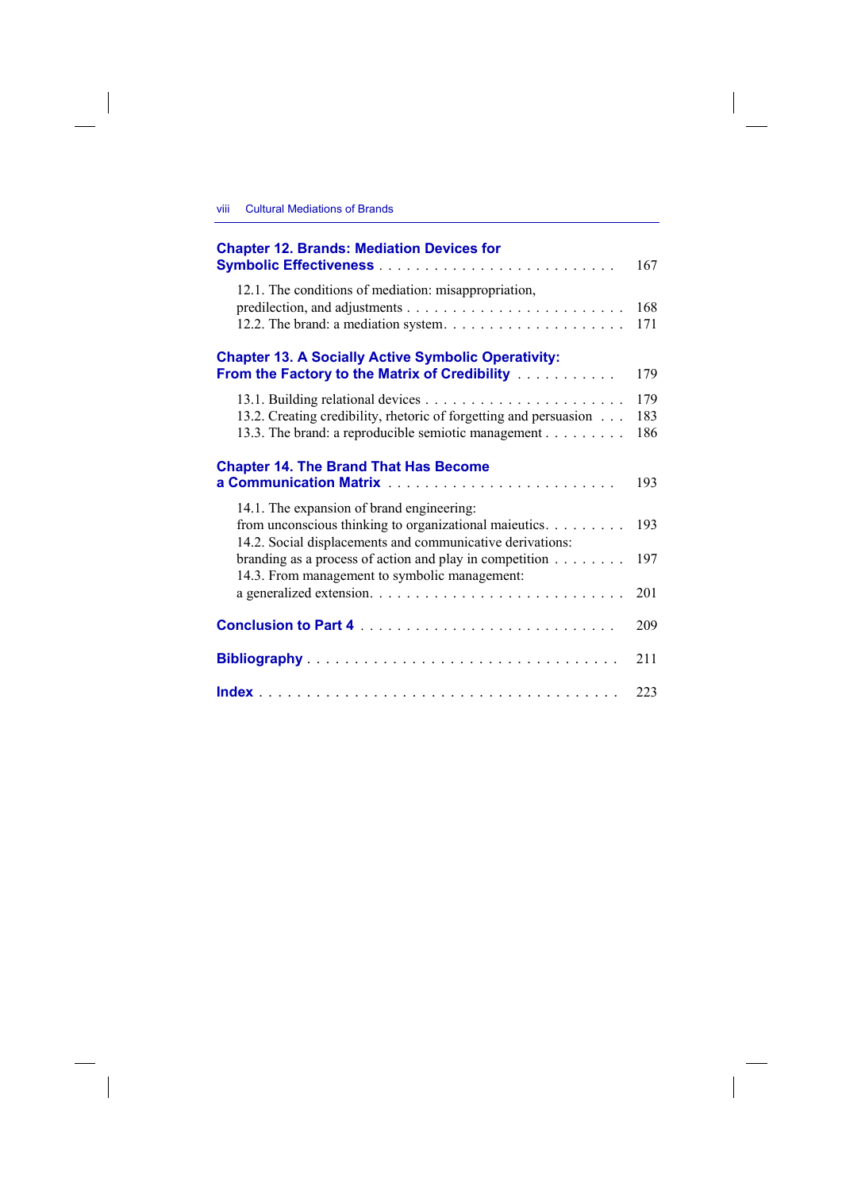**Chapter 12. Brands: Mediation Devices for Symbolic Effectiveness** . . . . . . . . . . . . . . . . . . . . . . . . . . 167

12.1. The conditions of mediation: misappropriation, predilection, and adjustments . . . . . . . . . . . . . . . . . . . . . . . . 168
12.2. The brand: a mediation system. . . . . . . . . . . . . . . . . . . . 171

**Chapter 13. A Socially Active Symbolic Operativity: From the Factory to the Matrix of Credibility** . . . . . . . . . . . 179

13.1. Building relational devices . . . . . . . . . . . . . . . . . . . . . . 179
13.2. Creating credibility, rhetoric of forgetting and persuasion . . . 183
13.3. The brand: a reproducible semiotic management . . . . . . . . . 186

**Chapter 14. The Brand That Has Become a Communication Matrix** . . . . . . . . . . . . . . . . . . . . . . . . . 193

14.1. The expansion of brand engineering: from unconscious thinking to organizational maieutics. . . . . . . . . 193
14.2. Social displacements and communicative derivations: branding as a process of action and play in competition . . . . . . . . 197
14.3. From management to symbolic management: a generalized extension. . . . . . . . . . . . . . . . . . . . . . . . . . . 201

**Conclusion to Part 4** . . . . . . . . . . . . . . . . . . . . . . . . . . . 209

**Bibliography** . . . . . . . . . . . . . . . . . . . . . . . . . . . . . . . . 211

**Index** . . . . . . . . . . . . . . . . . . . . . . . . . . . . . . . . . . . . 223